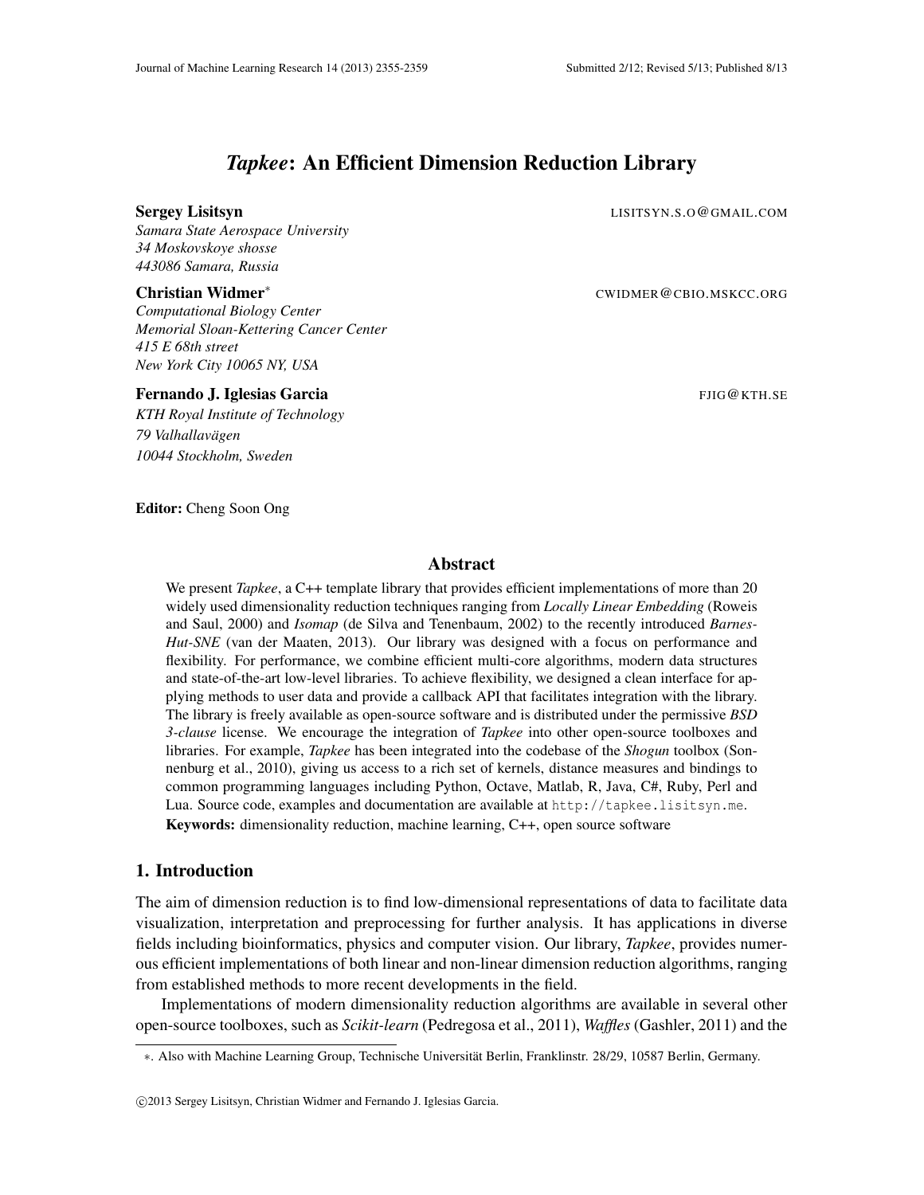# *Tapkee*: An Efficient Dimension Reduction Library

**Sergey Lisitsyn** LISITSYN.S.O@GMAIL.COM
*Samara State Aerospace University*
*34 Moskovskoye shosse*
*443086 Samara, Russia*

**Christian Widmer*** CWIDMER@CBIO.MSKCC.ORG
*Computational Biology Center*
*Memorial Sloan-Kettering Cancer Center*
*415 E 68th street*
*New York City 10065 NY, USA*

**Fernando J. Iglesias Garcia** FJIG@KTH.SE
*KTH Royal Institute of Technology*
*79 Valhallavägen*
*10044 Stockholm, Sweden*

**Editor:** Cheng Soon Ong

## Abstract

We present *Tapkee*, a C++ template library that provides efficient implementations of more than 20 widely used dimensionality reduction techniques ranging from *Locally Linear Embedding* (Roweis and Saul, 2000) and *Isomap* (de Silva and Tenenbaum, 2002) to the recently introduced *Barnes-Hut-SNE* (van der Maaten, 2013). Our library was designed with a focus on performance and flexibility. For performance, we combine efficient multi-core algorithms, modern data structures and state-of-the-art low-level libraries. To achieve flexibility, we designed a clean interface for applying methods to user data and provide a callback API that facilitates integration with the library. The library is freely available as open-source software and is distributed under the permissive *BSD 3-clause* license. We encourage the integration of *Tapkee* into other open-source toolboxes and libraries. For example, *Tapkee* has been integrated into the codebase of the *Shogun* toolbox (Sonnenburg et al., 2010), giving us access to a rich set of kernels, distance measures and bindings to common programming languages including Python, Octave, Matlab, R, Java, C#, Ruby, Perl and Lua. Source code, examples and documentation are available at `http://tapkee.lisitsyn.me`.

**Keywords:** dimensionality reduction, machine learning, C++, open source software

## 1. Introduction

The aim of dimension reduction is to find low-dimensional representations of data to facilitate data visualization, interpretation and preprocessing for further analysis. It has applications in diverse fields including bioinformatics, physics and computer vision. Our library, *Tapkee*, provides numerous efficient implementations of both linear and non-linear dimension reduction algorithms, ranging from established methods to more recent developments in the field.

Implementations of modern dimensionality reduction algorithms are available in several other open-source toolboxes, such as *Scikit-learn* (Pedregosa et al., 2011), *Waffles* (Gashler, 2011) and the

*. Also with Machine Learning Group, Technische Universität Berlin, Franklinstr. 28/29, 10587 Berlin, Germany.

©2013 Sergey Lisitsyn, Christian Widmer and Fernando J. Iglesias Garcia.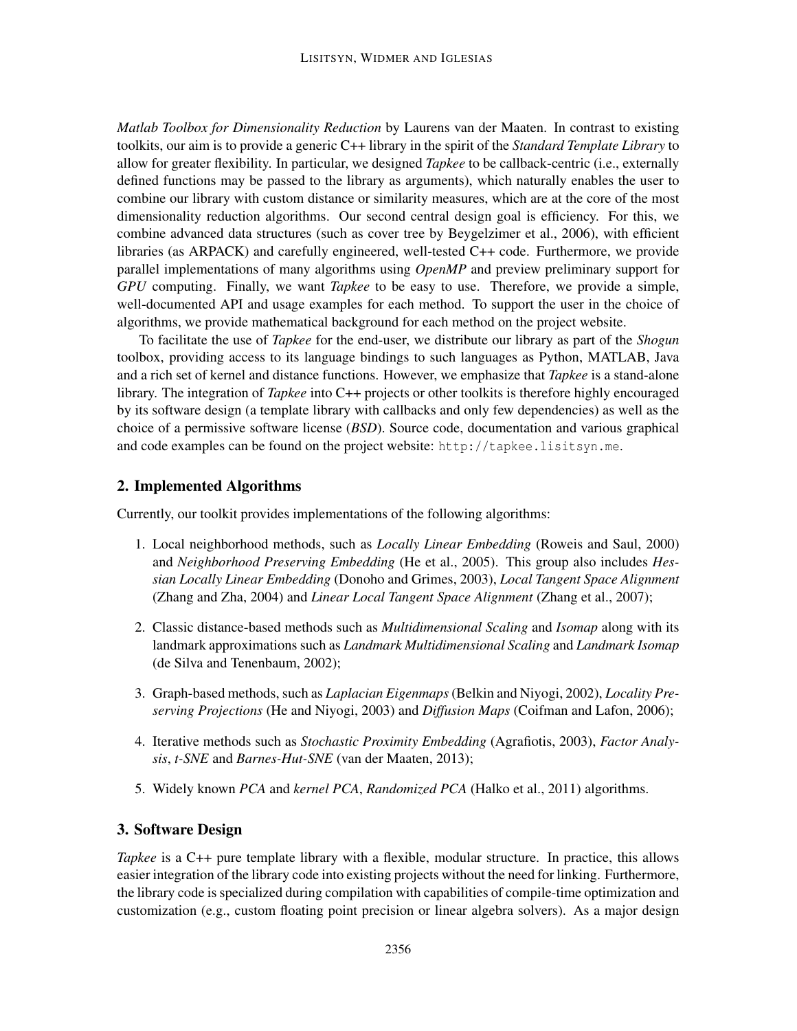*Matlab Toolbox for Dimensionality Reduction* by Laurens van der Maaten. In contrast to existing toolkits, our aim is to provide a generic C++ library in the spirit of the *Standard Template Library* to allow for greater flexibility. In particular, we designed *Tapkee* to be callback-centric (i.e., externally defined functions may be passed to the library as arguments), which naturally enables the user to combine our library with custom distance or similarity measures, which are at the core of the most dimensionality reduction algorithms. Our second central design goal is efficiency. For this, we combine advanced data structures (such as cover tree by Beygelzimer et al., 2006), with efficient libraries (as ARPACK) and carefully engineered, well-tested C++ code. Furthermore, we provide parallel implementations of many algorithms using *OpenMP* and preview preliminary support for *GPU* computing. Finally, we want *Tapkee* to be easy to use. Therefore, we provide a simple, well-documented API and usage examples for each method. To support the user in the choice of algorithms, we provide mathematical background for each method on the project website.

To facilitate the use of *Tapkee* for the end-user, we distribute our library as part of the *Shogun* toolbox, providing access to its language bindings to such languages as Python, MATLAB, Java and a rich set of kernel and distance functions. However, we emphasize that *Tapkee* is a stand-alone library. The integration of *Tapkee* into C++ projects or other toolkits is therefore highly encouraged by its software design (a template library with callbacks and only few dependencies) as well as the choice of a permissive software license (*BSD*). Source code, documentation and various graphical and code examples can be found on the project website: `http://tapkee.lisitsyn.me`.

## 2. Implemented Algorithms

Currently, our toolkit provides implementations of the following algorithms:

1. Local neighborhood methods, such as *Locally Linear Embedding* (Roweis and Saul, 2000) and *Neighborhood Preserving Embedding* (He et al., 2005). This group also includes *Hessian Locally Linear Embedding* (Donoho and Grimes, 2003), *Local Tangent Space Alignment* (Zhang and Zha, 2004) and *Linear Local Tangent Space Alignment* (Zhang et al., 2007);

2. Classic distance-based methods such as *Multidimensional Scaling* and *Isomap* along with its landmark approximations such as *Landmark Multidimensional Scaling* and *Landmark Isomap* (de Silva and Tenenbaum, 2002);

3. Graph-based methods, such as *Laplacian Eigenmaps* (Belkin and Niyogi, 2002), *Locality Preserving Projections* (He and Niyogi, 2003) and *Diffusion Maps* (Coifman and Lafon, 2006);

4. Iterative methods such as *Stochastic Proximity Embedding* (Agrafiotis, 2003), *Factor Analysis*, *t-SNE* and *Barnes-Hut-SNE* (van der Maaten, 2013);

5. Widely known *PCA* and *kernel PCA*, *Randomized PCA* (Halko et al., 2011) algorithms.

## 3. Software Design

*Tapkee* is a C++ pure template library with a flexible, modular structure. In practice, this allows easier integration of the library code into existing projects without the need for linking. Furthermore, the library code is specialized during compilation with capabilities of compile-time optimization and customization (e.g., custom floating point precision or linear algebra solvers). As a major design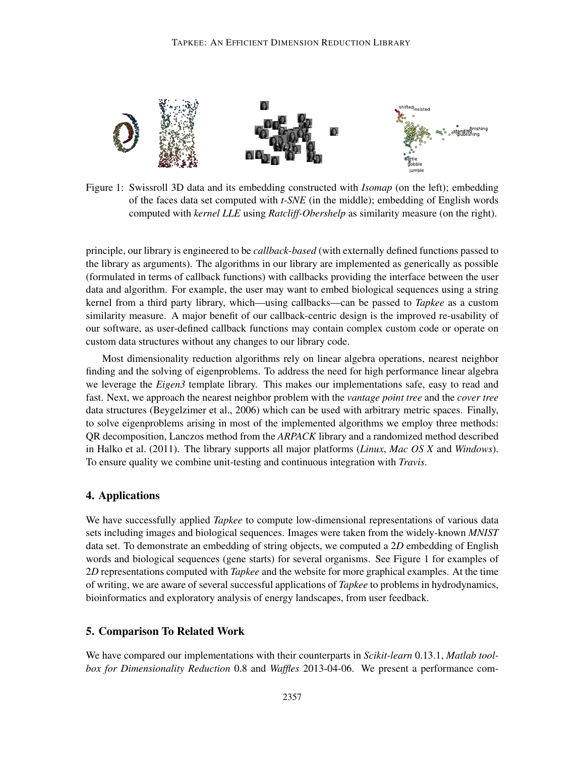Figure 1: Swissroll 3D data and its embedding constructed with *Isomap* (on the left); embedding of the faces data set computed with *t-SNE* (in the middle); embedding of English words computed with *kernel LLE* using *Ratcliff-Obershelp* as similarity measure (on the right).

principle, our library is engineered to be *callback-based* (with externally defined functions passed to the library as arguments). The algorithms in our library are implemented as generically as possible (formulated in terms of callback functions) with callbacks providing the interface between the user data and algorithm. For example, the user may want to embed biological sequences using a string kernel from a third party library, which—using callbacks—can be passed to *Tapkee* as a custom similarity measure. A major benefit of our callback-centric design is the improved re-usability of our software, as user-defined callback functions may contain complex custom code or operate on custom data structures without any changes to our library code.

Most dimensionality reduction algorithms rely on linear algebra operations, nearest neighbor finding and the solving of eigenproblems. To address the need for high performance linear algebra we leverage the *Eigen3* template library. This makes our implementations safe, easy to read and fast. Next, we approach the nearest neighbor problem with the *vantage point tree* and the *cover tree* data structures (Beygelzimer et al., 2006) which can be used with arbitrary metric spaces. Finally, to solve eigenproblems arising in most of the implemented algorithms we employ three methods: QR decomposition, Lanczos method from the *ARPACK* library and a randomized method described in Halko et al. (2011). The library supports all major platforms (*Linux*, *Mac OS X* and *Windows*). To ensure quality we combine unit-testing and continuous integration with *Travis*.

## 4. Applications

We have successfully applied *Tapkee* to compute low-dimensional representations of various data sets including images and biological sequences. Images were taken from the widely-known *MNIST* data set. To demonstrate an embedding of string objects, we computed a 2*D* embedding of English words and biological sequences (gene starts) for several organisms. See Figure 1 for examples of 2*D* representations computed with *Tapkee* and the website for more graphical examples. At the time of writing, we are aware of several successful applications of *Tapkee* to problems in hydrodynamics, bioinformatics and exploratory analysis of energy landscapes, from user feedback.

## 5. Comparison To Related Work

We have compared our implementations with their counterparts in *Scikit-learn* 0.13.1, *Matlab toolbox for Dimensionality Reduction* 0.8 and *Waffles* 2013-04-06. We present a performance com-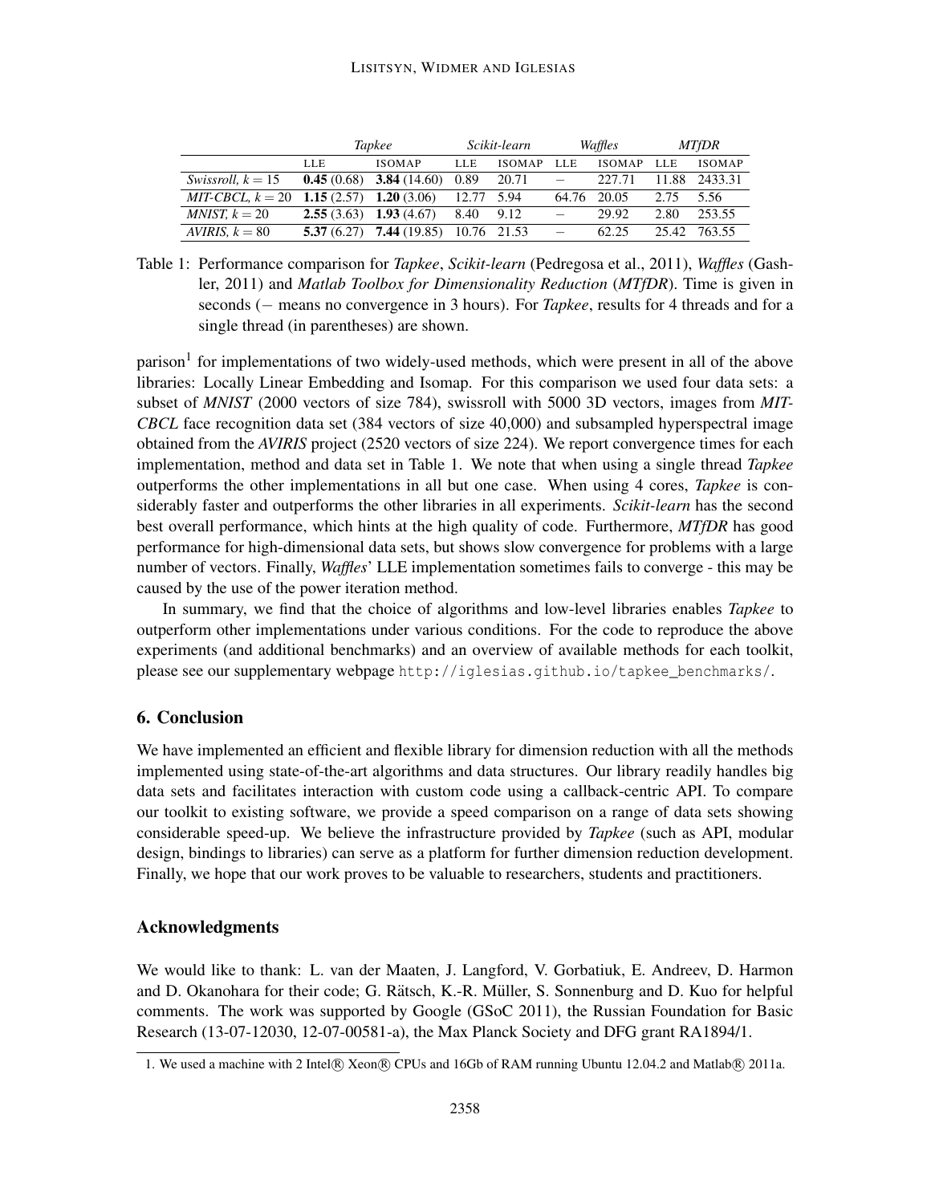| | *Tapkee* | | *Scikit-learn* | | *Waffles* | | *MTfDR* | |
|---|---|---|---|---|---|---|---|---|
| | LLE | ISOMAP | LLE | ISOMAP | LLE | ISOMAP | LLE | ISOMAP |
| *Swissroll*, $k = 15$ | **0.45** (0.68) | **3.84** (14.60) | 0.89 | 20.71 | − | 227.71 | 11.88 | 2433.31 |
| *MIT-CBCL*, $k = 20$ | **1.15** (2.57) | **1.20** (3.06) | 12.77 | 5.94 | 64.76 | 20.05 | 2.75 | 5.56 |
| *MNIST*, $k = 20$ | **2.55** (3.63) | **1.93** (4.67) | 8.40 | 9.12 | − | 29.92 | 2.80 | 253.55 |
| *AVIRIS*, $k = 80$ | **5.37** (6.27) | **7.44** (19.85) | 10.76 | 21.53 | − | 62.25 | 25.42 | 763.55 |

Table 1: Performance comparison for *Tapkee*, *Scikit-learn* (Pedregosa et al., 2011), *Waffles* (Gashler, 2011) and *Matlab Toolbox for Dimensionality Reduction* (*MTfDR*). Time is given in seconds (− means no convergence in 3 hours). For *Tapkee*, results for 4 threads and for a single thread (in parentheses) are shown.

parison[1] for implementations of two widely-used methods, which were present in all of the above libraries: Locally Linear Embedding and Isomap. For this comparison we used four data sets: a subset of *MNIST* (2000 vectors of size 784), swissroll with 5000 3D vectors, images from *MIT-CBCL* face recognition data set (384 vectors of size 40,000) and subsampled hyperspectral image obtained from the *AVIRIS* project (2520 vectors of size 224). We report convergence times for each implementation, method and data set in Table 1. We note that when using a single thread *Tapkee* outperforms the other implementations in all but one case. When using 4 cores, *Tapkee* is considerably faster and outperforms the other libraries in all experiments. *Scikit-learn* has the second best overall performance, which hints at the high quality of code. Furthermore, *MTfDR* has good performance for high-dimensional data sets, but shows slow convergence for problems with a large number of vectors. Finally, *Waffles*' LLE implementation sometimes fails to converge - this may be caused by the use of the power iteration method.

In summary, we find that the choice of algorithms and low-level libraries enables *Tapkee* to outperform other implementations under various conditions. For the code to reproduce the above experiments (and additional benchmarks) and an overview of available methods for each toolkit, please see our supplementary webpage http://iglesias.github.io/tapkee_benchmarks/.

## 6. Conclusion

We have implemented an efficient and flexible library for dimension reduction with all the methods implemented using state-of-the-art algorithms and data structures. Our library readily handles big data sets and facilitates interaction with custom code using a callback-centric API. To compare our toolkit to existing software, we provide a speed comparison on a range of data sets showing considerable speed-up. We believe the infrastructure provided by *Tapkee* (such as API, modular design, bindings to libraries) can serve as a platform for further dimension reduction development. Finally, we hope that our work proves to be valuable to researchers, students and practitioners.

## Acknowledgments

We would like to thank: L. van der Maaten, J. Langford, V. Gorbatiuk, E. Andreev, D. Harmon and D. Okanohara for their code; G. Rätsch, K.-R. Müller, S. Sonnenburg and D. Kuo for helpful comments. The work was supported by Google (GSoC 2011), the Russian Foundation for Basic Research (13-07-12030, 12-07-00581-a), the Max Planck Society and DFG grant RA1894/1.

1. We used a machine with 2 Intel® Xeon® CPUs and 16Gb of RAM running Ubuntu 12.04.2 and Matlab® 2011a.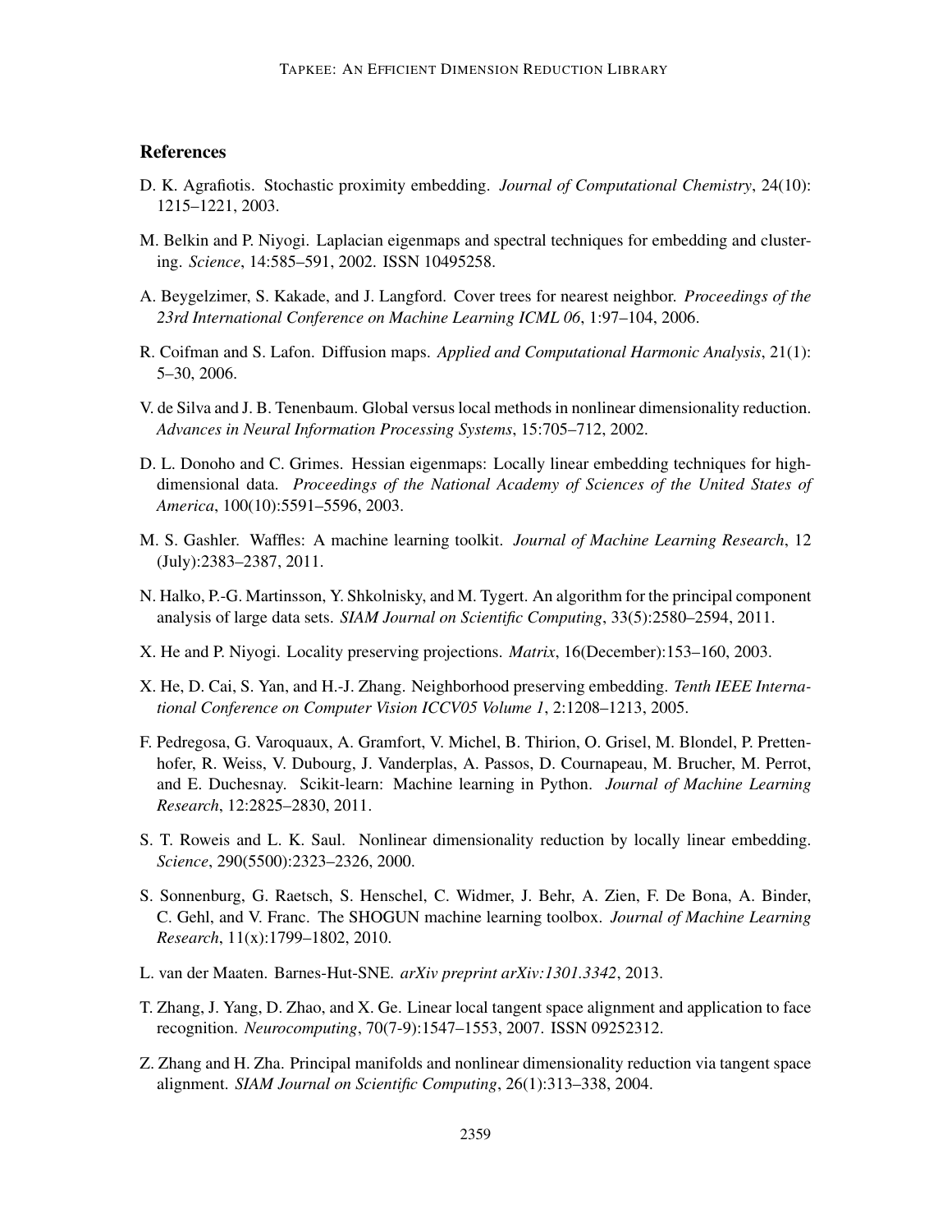## References

D. K. Agrafiotis. Stochastic proximity embedding. *Journal of Computational Chemistry*, 24(10): 1215–1221, 2003.

M. Belkin and P. Niyogi. Laplacian eigenmaps and spectral techniques for embedding and clustering. *Science*, 14:585–591, 2002. ISSN 10495258.

A. Beygelzimer, S. Kakade, and J. Langford. Cover trees for nearest neighbor. *Proceedings of the 23rd International Conference on Machine Learning ICML 06*, 1:97–104, 2006.

R. Coifman and S. Lafon. Diffusion maps. *Applied and Computational Harmonic Analysis*, 21(1): 5–30, 2006.

V. de Silva and J. B. Tenenbaum. Global versus local methods in nonlinear dimensionality reduction. *Advances in Neural Information Processing Systems*, 15:705–712, 2002.

D. L. Donoho and C. Grimes. Hessian eigenmaps: Locally linear embedding techniques for high-dimensional data. *Proceedings of the National Academy of Sciences of the United States of America*, 100(10):5591–5596, 2003.

M. S. Gashler. Waffles: A machine learning toolkit. *Journal of Machine Learning Research*, 12 (July):2383–2387, 2011.

N. Halko, P.-G. Martinsson, Y. Shkolnisky, and M. Tygert. An algorithm for the principal component analysis of large data sets. *SIAM Journal on Scientific Computing*, 33(5):2580–2594, 2011.

X. He and P. Niyogi. Locality preserving projections. *Matrix*, 16(December):153–160, 2003.

X. He, D. Cai, S. Yan, and H.-J. Zhang. Neighborhood preserving embedding. *Tenth IEEE International Conference on Computer Vision ICCV05 Volume 1*, 2:1208–1213, 2005.

F. Pedregosa, G. Varoquaux, A. Gramfort, V. Michel, B. Thirion, O. Grisel, M. Blondel, P. Prettenhofer, R. Weiss, V. Dubourg, J. Vanderplas, A. Passos, D. Cournapeau, M. Brucher, M. Perrot, and E. Duchesnay. Scikit-learn: Machine learning in Python. *Journal of Machine Learning Research*, 12:2825–2830, 2011.

S. T. Roweis and L. K. Saul. Nonlinear dimensionality reduction by locally linear embedding. *Science*, 290(5500):2323–2326, 2000.

S. Sonnenburg, G. Raetsch, S. Henschel, C. Widmer, J. Behr, A. Zien, F. De Bona, A. Binder, C. Gehl, and V. Franc. The SHOGUN machine learning toolbox. *Journal of Machine Learning Research*, 11(x):1799–1802, 2010.

L. van der Maaten. Barnes-Hut-SNE. *arXiv preprint arXiv:1301.3342*, 2013.

T. Zhang, J. Yang, D. Zhao, and X. Ge. Linear local tangent space alignment and application to face recognition. *Neurocomputing*, 70(7-9):1547–1553, 2007. ISSN 09252312.

Z. Zhang and H. Zha. Principal manifolds and nonlinear dimensionality reduction via tangent space alignment. *SIAM Journal on Scientific Computing*, 26(1):313–338, 2004.